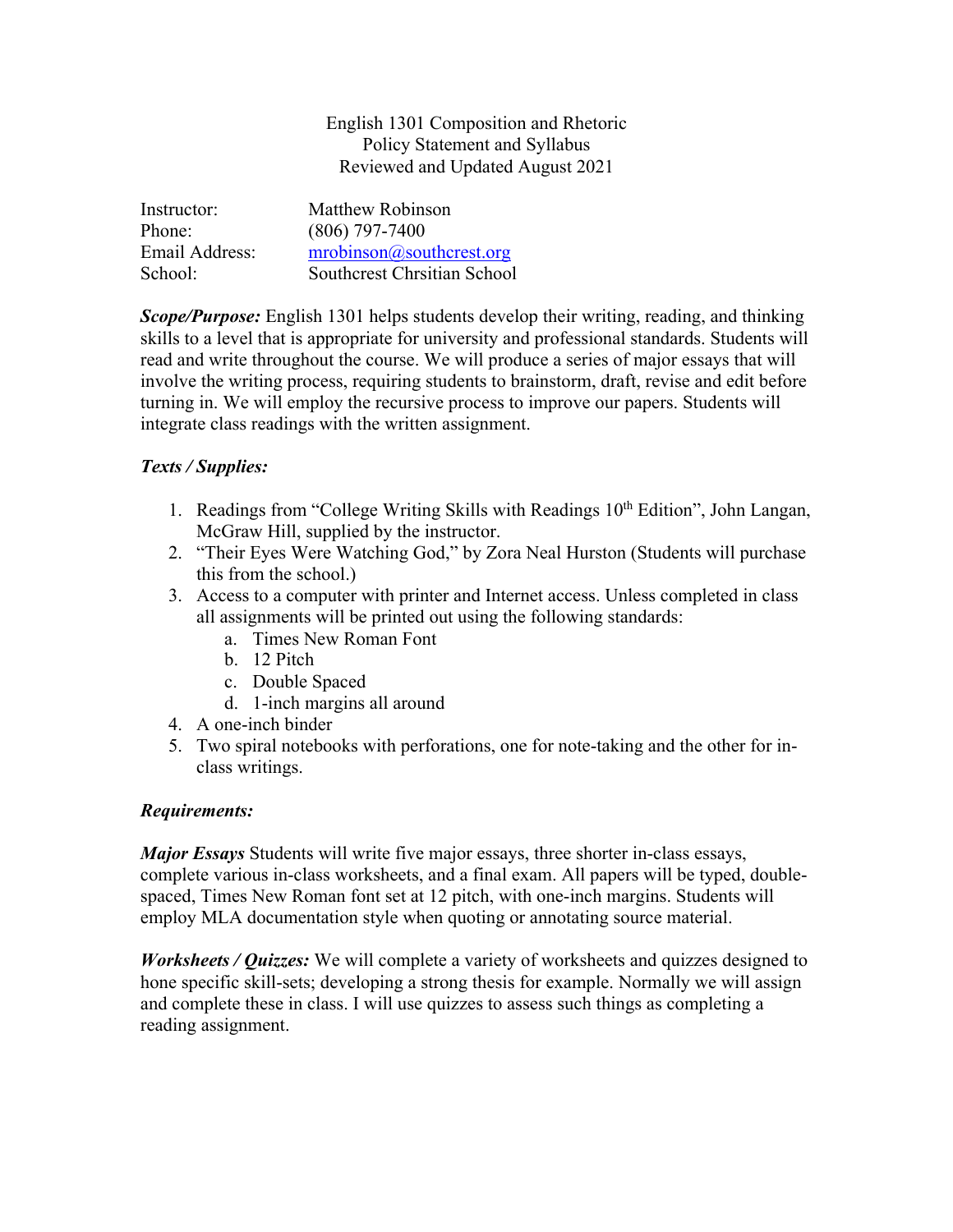English 1301 Composition and Rhetoric
Policy Statement and Syllabus
Reviewed and Updated August 2021

| | |
|---|---|
| Instructor: | Matthew Robinson |
| Phone: | (806) 797-7400 |
| Email Address: | mrobinson@southcrest.org |
| School: | Southcrest Chrsitian School |

***Scope/Purpose:*** English 1301 helps students develop their writing, reading, and thinking skills to a level that is appropriate for university and professional standards. Students will read and write throughout the course. We will produce a series of major essays that will involve the writing process, requiring students to brainstorm, draft, revise and edit before turning in. We will employ the recursive process to improve our papers. Students will integrate class readings with the written assignment.

***Texts / Supplies:***

1. Readings from "College Writing Skills with Readings 10th Edition", John Langan, McGraw Hill, supplied by the instructor.
2. "Their Eyes Were Watching God," by Zora Neal Hurston (Students will purchase this from the school.)
3. Access to a computer with printer and Internet access. Unless completed in class all assignments will be printed out using the following standards:
    a. Times New Roman Font
    b. 12 Pitch
    c. Double Spaced
    d. 1-inch margins all around
4. A one-inch binder
5. Two spiral notebooks with perforations, one for note-taking and the other for in-class writings.

***Requirements:***

***Major Essays*** Students will write five major essays, three shorter in-class essays, complete various in-class worksheets, and a final exam. All papers will be typed, double-spaced, Times New Roman font set at 12 pitch, with one-inch margins. Students will employ MLA documentation style when quoting or annotating source material.

***Worksheets / Quizzes:*** We will complete a variety of worksheets and quizzes designed to hone specific skill-sets; developing a strong thesis for example. Normally we will assign and complete these in class. I will use quizzes to assess such things as completing a reading assignment.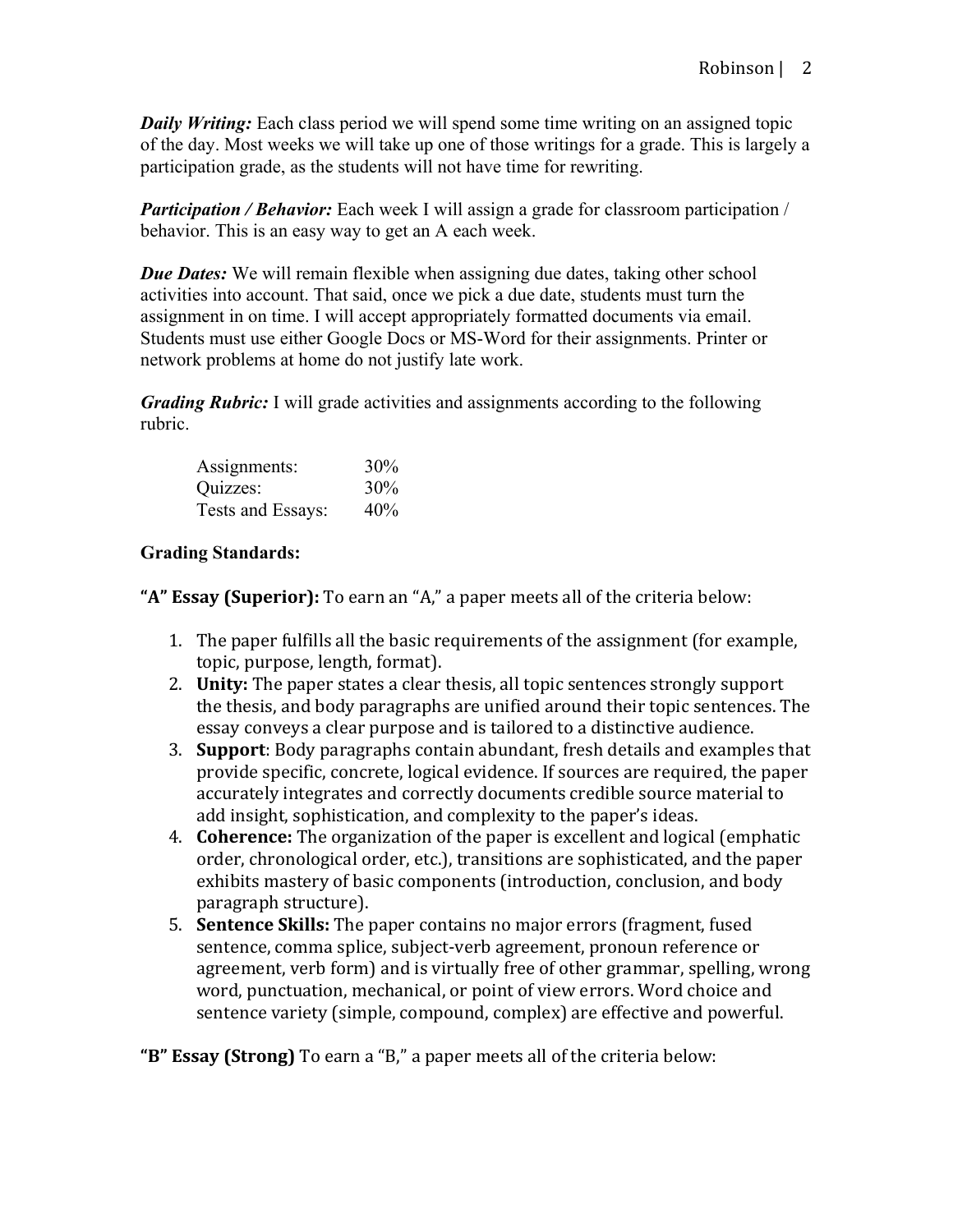***Daily Writing:*** Each class period we will spend some time writing on an assigned topic of the day. Most weeks we will take up one of those writings for a grade. This is largely a participation grade, as the students will not have time for rewriting.

***Participation / Behavior:*** Each week I will assign a grade for classroom participation / behavior. This is an easy way to get an A each week.

***Due Dates:*** We will remain flexible when assigning due dates, taking other school activities into account. That said, once we pick a due date, students must turn the assignment in on time. I will accept appropriately formatted documents via email. Students must use either Google Docs or MS-Word for their assignments. Printer or network problems at home do not justify late work.

***Grading Rubric:*** I will grade activities and assignments according to the following rubric.

| | |
|---|---|
| Assignments: | 30% |
| Quizzes: | 30% |
| Tests and Essays: | 40% |

**Grading Standards:**

**"A" Essay (Superior):** To earn an "A," a paper meets all of the criteria below:

1. The paper fulfills all the basic requirements of the assignment (for example, topic, purpose, length, format).
2. **Unity:** The paper states a clear thesis, all topic sentences strongly support the thesis, and body paragraphs are unified around their topic sentences. The essay conveys a clear purpose and is tailored to a distinctive audience.
3. **Support**: Body paragraphs contain abundant, fresh details and examples that provide specific, concrete, logical evidence. If sources are required, the paper accurately integrates and correctly documents credible source material to add insight, sophistication, and complexity to the paper's ideas.
4. **Coherence:** The organization of the paper is excellent and logical (emphatic order, chronological order, etc.), transitions are sophisticated, and the paper exhibits mastery of basic components (introduction, conclusion, and body paragraph structure).
5. **Sentence Skills:** The paper contains no major errors (fragment, fused sentence, comma splice, subject-verb agreement, pronoun reference or agreement, verb form) and is virtually free of other grammar, spelling, wrong word, punctuation, mechanical, or point of view errors. Word choice and sentence variety (simple, compound, complex) are effective and powerful.

**"B" Essay (Strong)** To earn a "B," a paper meets all of the criteria below: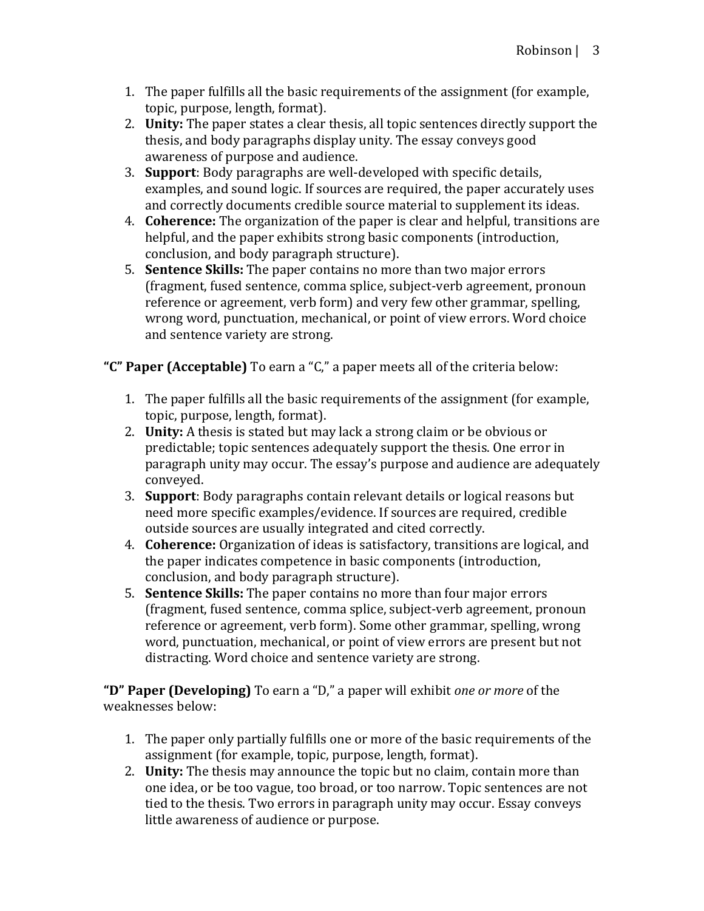1. The paper fulfills all the basic requirements of the assignment (for example, topic, purpose, length, format).
2. **Unity:** The paper states a clear thesis, all topic sentences directly support the thesis, and body paragraphs display unity. The essay conveys good awareness of purpose and audience.
3. **Support**: Body paragraphs are well-developed with specific details, examples, and sound logic. If sources are required, the paper accurately uses and correctly documents credible source material to supplement its ideas.
4. **Coherence:** The organization of the paper is clear and helpful, transitions are helpful, and the paper exhibits strong basic components (introduction, conclusion, and body paragraph structure).
5. **Sentence Skills:** The paper contains no more than two major errors (fragment, fused sentence, comma splice, subject-verb agreement, pronoun reference or agreement, verb form) and very few other grammar, spelling, wrong word, punctuation, mechanical, or point of view errors. Word choice and sentence variety are strong.

**"C" Paper (Acceptable)** To earn a "C," a paper meets all of the criteria below:

1. The paper fulfills all the basic requirements of the assignment (for example, topic, purpose, length, format).
2. **Unity:** A thesis is stated but may lack a strong claim or be obvious or predictable; topic sentences adequately support the thesis. One error in paragraph unity may occur. The essay's purpose and audience are adequately conveyed.
3. **Support**: Body paragraphs contain relevant details or logical reasons but need more specific examples/evidence. If sources are required, credible outside sources are usually integrated and cited correctly.
4. **Coherence:** Organization of ideas is satisfactory, transitions are logical, and the paper indicates competence in basic components (introduction, conclusion, and body paragraph structure).
5. **Sentence Skills:** The paper contains no more than four major errors (fragment, fused sentence, comma splice, subject-verb agreement, pronoun reference or agreement, verb form). Some other grammar, spelling, wrong word, punctuation, mechanical, or point of view errors are present but not distracting. Word choice and sentence variety are strong.

**"D" Paper (Developing)** To earn a "D," a paper will exhibit *one or more* of the weaknesses below:

1. The paper only partially fulfills one or more of the basic requirements of the assignment (for example, topic, purpose, length, format).
2. **Unity:** The thesis may announce the topic but no claim, contain more than one idea, or be too vague, too broad, or too narrow. Topic sentences are not tied to the thesis. Two errors in paragraph unity may occur. Essay conveys little awareness of audience or purpose.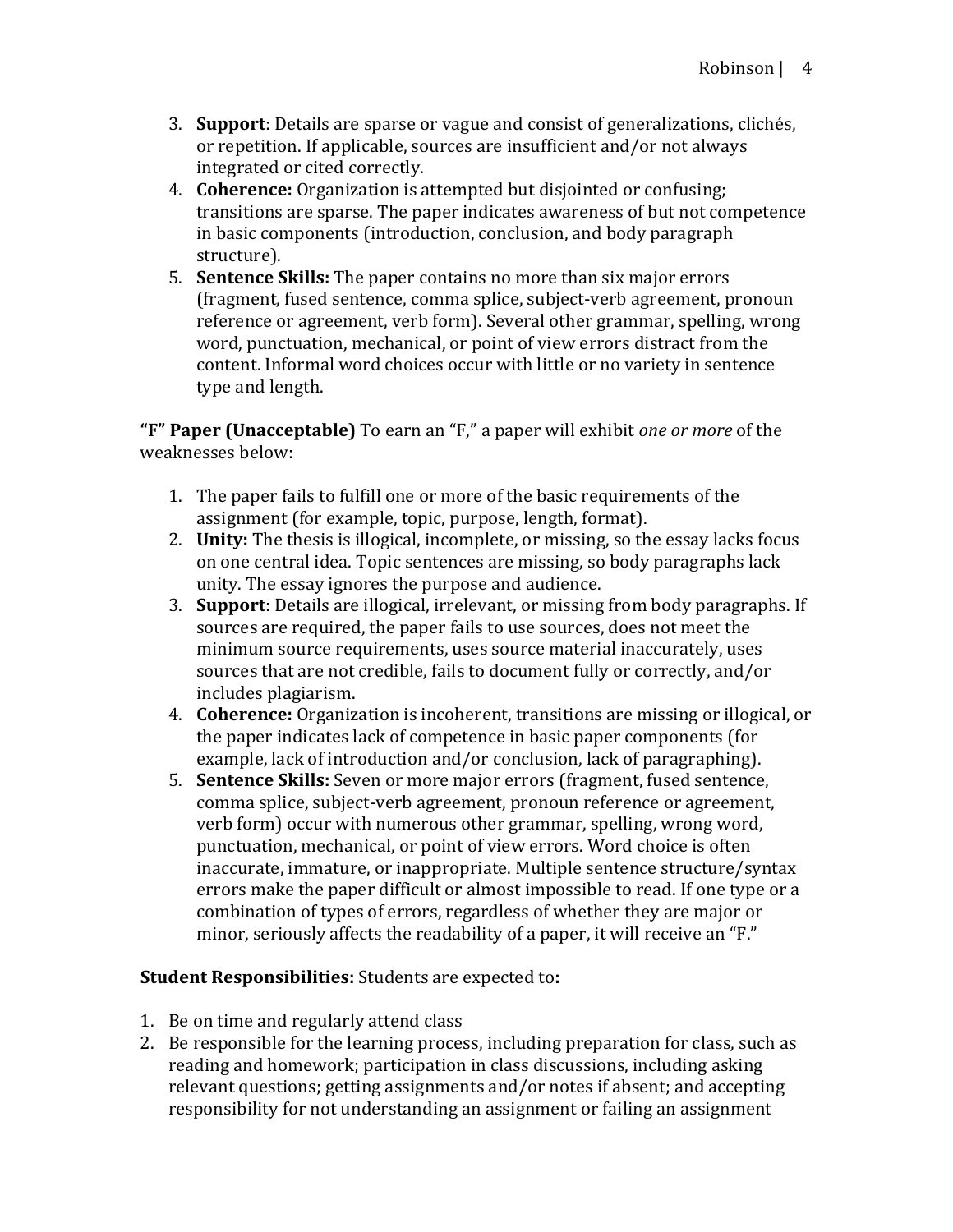3. **Support**: Details are sparse or vague and consist of generalizations, clichés, or repetition. If applicable, sources are insufficient and/or not always integrated or cited correctly.
4. **Coherence:** Organization is attempted but disjointed or confusing; transitions are sparse. The paper indicates awareness of but not competence in basic components (introduction, conclusion, and body paragraph structure).
5. **Sentence Skills:** The paper contains no more than six major errors (fragment, fused sentence, comma splice, subject-verb agreement, pronoun reference or agreement, verb form). Several other grammar, spelling, wrong word, punctuation, mechanical, or point of view errors distract from the content. Informal word choices occur with little or no variety in sentence type and length.

**"F" Paper (Unacceptable)** To earn an "F," a paper will exhibit *one or more* of the weaknesses below:

1. The paper fails to fulfill one or more of the basic requirements of the assignment (for example, topic, purpose, length, format).
2. **Unity:** The thesis is illogical, incomplete, or missing, so the essay lacks focus on one central idea. Topic sentences are missing, so body paragraphs lack unity. The essay ignores the purpose and audience.
3. **Support**: Details are illogical, irrelevant, or missing from body paragraphs. If sources are required, the paper fails to use sources, does not meet the minimum source requirements, uses source material inaccurately, uses sources that are not credible, fails to document fully or correctly, and/or includes plagiarism.
4. **Coherence:** Organization is incoherent, transitions are missing or illogical, or the paper indicates lack of competence in basic paper components (for example, lack of introduction and/or conclusion, lack of paragraphing).
5. **Sentence Skills:** Seven or more major errors (fragment, fused sentence, comma splice, subject-verb agreement, pronoun reference or agreement, verb form) occur with numerous other grammar, spelling, wrong word, punctuation, mechanical, or point of view errors. Word choice is often inaccurate, immature, or inappropriate. Multiple sentence structure/syntax errors make the paper difficult or almost impossible to read. If one type or a combination of types of errors, regardless of whether they are major or minor, seriously affects the readability of a paper, it will receive an "F."

**Student Responsibilities:** Students are expected to**:**

1. Be on time and regularly attend class
2. Be responsible for the learning process, including preparation for class, such as reading and homework; participation in class discussions, including asking relevant questions; getting assignments and/or notes if absent; and accepting responsibility for not understanding an assignment or failing an assignment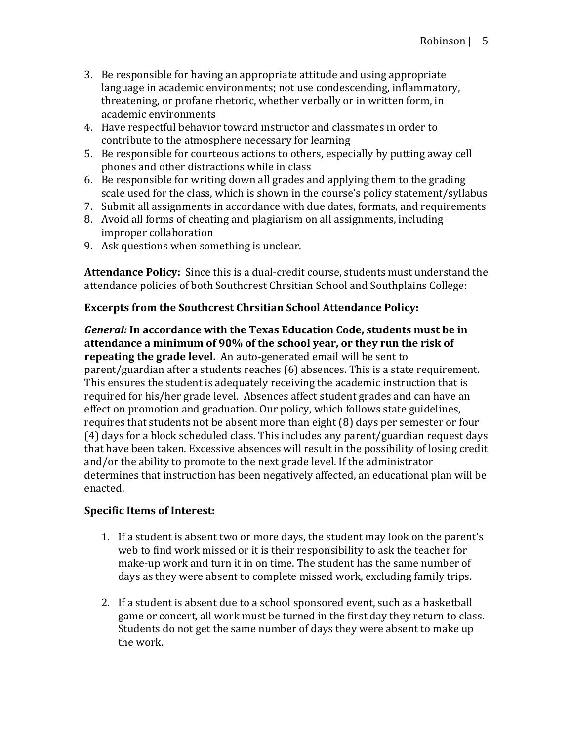3. Be responsible for having an appropriate attitude and using appropriate language in academic environments; not use condescending, inflammatory, threatening, or profane rhetoric, whether verbally or in written form, in academic environments
4. Have respectful behavior toward instructor and classmates in order to contribute to the atmosphere necessary for learning
5. Be responsible for courteous actions to others, especially by putting away cell phones and other distractions while in class
6. Be responsible for writing down all grades and applying them to the grading scale used for the class, which is shown in the course's policy statement/syllabus
7. Submit all assignments in accordance with due dates, formats, and requirements
8. Avoid all forms of cheating and plagiarism on all assignments, including improper collaboration
9. Ask questions when something is unclear.

**Attendance Policy:** Since this is a dual-credit course, students must understand the attendance policies of both Southcrest Chrsitian School and Southplains College:

**Excerpts from the Southcrest Chrsitian School Attendance Policy:**

***General:*** **In accordance with the Texas Education Code, students must be in attendance a minimum of 90% of the school year, or they run the risk of repeating the grade level.** An auto-generated email will be sent to parent/guardian after a students reaches (6) absences. This is a state requirement. This ensures the student is adequately receiving the academic instruction that is required for his/her grade level. Absences affect student grades and can have an effect on promotion and graduation. Our policy, which follows state guidelines, requires that students not be absent more than eight (8) days per semester or four (4) days for a block scheduled class. This includes any parent/guardian request days that have been taken. Excessive absences will result in the possibility of losing credit and/or the ability to promote to the next grade level. If the administrator determines that instruction has been negatively affected, an educational plan will be enacted.

**Specific Items of Interest:**

1. If a student is absent two or more days, the student may look on the parent's web to find work missed or it is their responsibility to ask the teacher for make-up work and turn it in on time. The student has the same number of days as they were absent to complete missed work, excluding family trips.

2. If a student is absent due to a school sponsored event, such as a basketball game or concert, all work must be turned in the first day they return to class. Students do not get the same number of days they were absent to make up the work.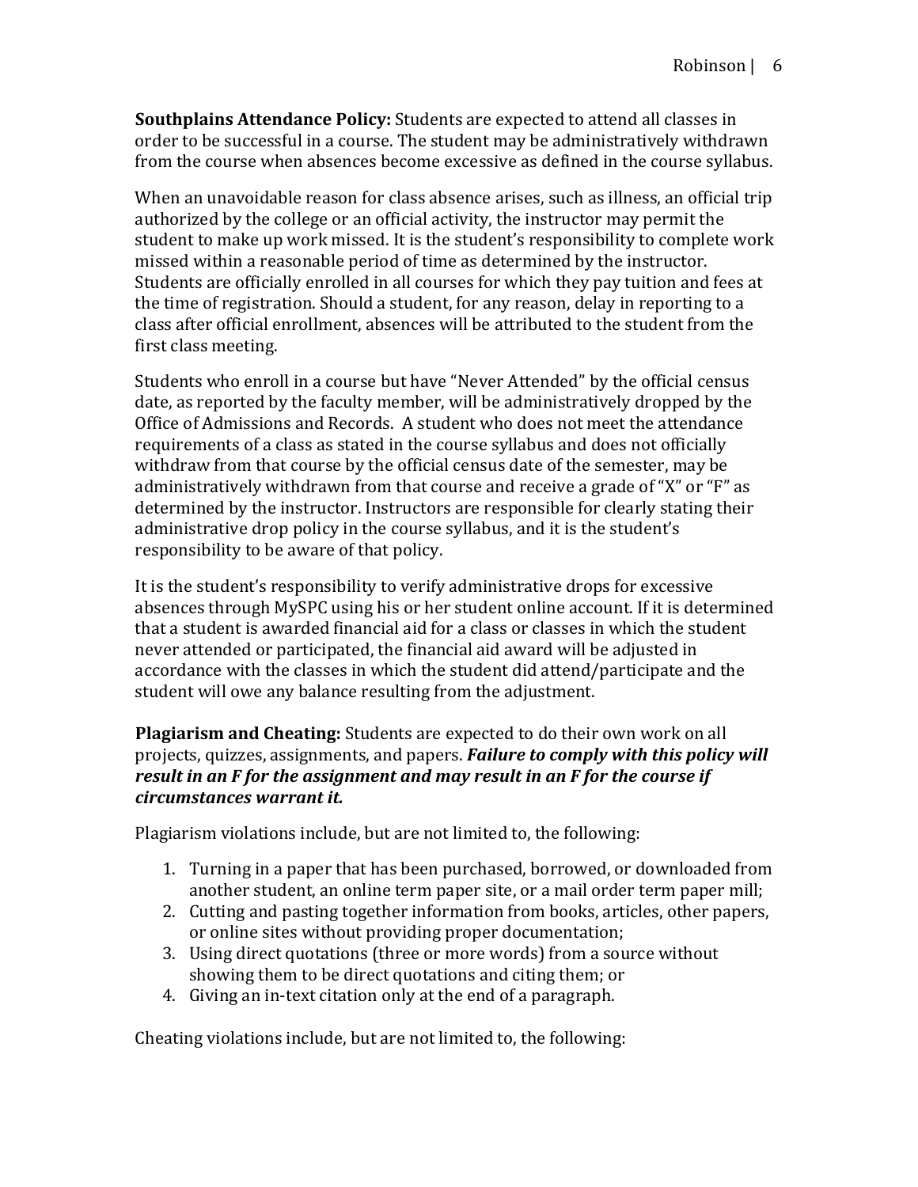**Southplains Attendance Policy:** Students are expected to attend all classes in order to be successful in a course. The student may be administratively withdrawn from the course when absences become excessive as defined in the course syllabus.

When an unavoidable reason for class absence arises, such as illness, an official trip authorized by the college or an official activity, the instructor may permit the student to make up work missed. It is the student's responsibility to complete work missed within a reasonable period of time as determined by the instructor. Students are officially enrolled in all courses for which they pay tuition and fees at the time of registration. Should a student, for any reason, delay in reporting to a class after official enrollment, absences will be attributed to the student from the first class meeting.

Students who enroll in a course but have "Never Attended" by the official census date, as reported by the faculty member, will be administratively dropped by the Office of Admissions and Records. A student who does not meet the attendance requirements of a class as stated in the course syllabus and does not officially withdraw from that course by the official census date of the semester, may be administratively withdrawn from that course and receive a grade of "X" or "F" as determined by the instructor. Instructors are responsible for clearly stating their administrative drop policy in the course syllabus, and it is the student's responsibility to be aware of that policy.

It is the student's responsibility to verify administrative drops for excessive absences through MySPC using his or her student online account. If it is determined that a student is awarded financial aid for a class or classes in which the student never attended or participated, the financial aid award will be adjusted in accordance with the classes in which the student did attend/participate and the student will owe any balance resulting from the adjustment.

**Plagiarism and Cheating:** Students are expected to do their own work on all projects, quizzes, assignments, and papers. ***Failure to comply with this policy will result in an F for the assignment and may result in an F for the course if circumstances warrant it.***

Plagiarism violations include, but are not limited to, the following:

1. Turning in a paper that has been purchased, borrowed, or downloaded from another student, an online term paper site, or a mail order term paper mill;
2. Cutting and pasting together information from books, articles, other papers, or online sites without providing proper documentation;
3. Using direct quotations (three or more words) from a source without showing them to be direct quotations and citing them; or
4. Giving an in-text citation only at the end of a paragraph.

Cheating violations include, but are not limited to, the following: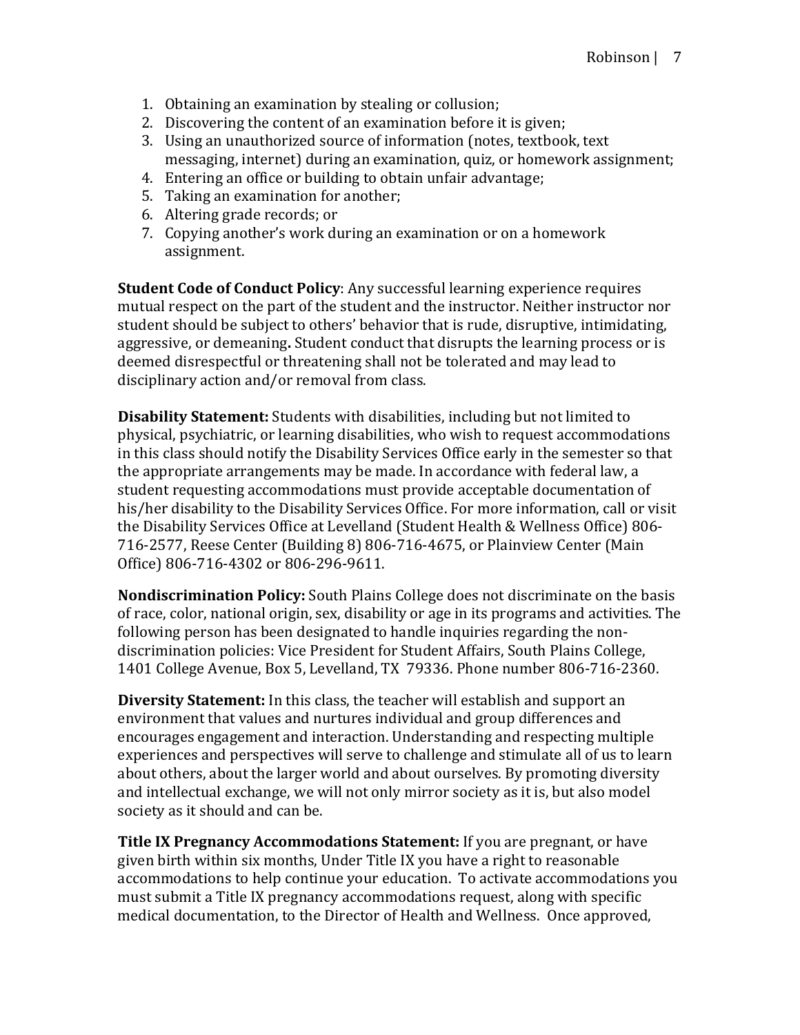1. Obtaining an examination by stealing or collusion;
2. Discovering the content of an examination before it is given;
3. Using an unauthorized source of information (notes, textbook, text messaging, internet) during an examination, quiz, or homework assignment;
4. Entering an office or building to obtain unfair advantage;
5. Taking an examination for another;
6. Altering grade records; or
7. Copying another's work during an examination or on a homework assignment.

**Student Code of Conduct Policy**: Any successful learning experience requires mutual respect on the part of the student and the instructor. Neither instructor nor student should be subject to others' behavior that is rude, disruptive, intimidating, aggressive, or demeaning**.** Student conduct that disrupts the learning process or is deemed disrespectful or threatening shall not be tolerated and may lead to disciplinary action and/or removal from class.

**Disability Statement:** Students with disabilities, including but not limited to physical, psychiatric, or learning disabilities, who wish to request accommodations in this class should notify the Disability Services Office early in the semester so that the appropriate arrangements may be made. In accordance with federal law, a student requesting accommodations must provide acceptable documentation of his/her disability to the Disability Services Office. For more information, call or visit the Disability Services Office at Levelland (Student Health & Wellness Office) 806-716-2577, Reese Center (Building 8) 806-716-4675, or Plainview Center (Main Office) 806-716-4302 or 806-296-9611.

**Nondiscrimination Policy:** South Plains College does not discriminate on the basis of race, color, national origin, sex, disability or age in its programs and activities. The following person has been designated to handle inquiries regarding the non-discrimination policies: Vice President for Student Affairs, South Plains College, 1401 College Avenue, Box 5, Levelland, TX 79336. Phone number 806-716-2360.

**Diversity Statement:** In this class, the teacher will establish and support an environment that values and nurtures individual and group differences and encourages engagement and interaction. Understanding and respecting multiple experiences and perspectives will serve to challenge and stimulate all of us to learn about others, about the larger world and about ourselves. By promoting diversity and intellectual exchange, we will not only mirror society as it is, but also model society as it should and can be.

**Title IX Pregnancy Accommodations Statement:** If you are pregnant, or have given birth within six months, Under Title IX you have a right to reasonable accommodations to help continue your education. To activate accommodations you must submit a Title IX pregnancy accommodations request, along with specific medical documentation, to the Director of Health and Wellness. Once approved,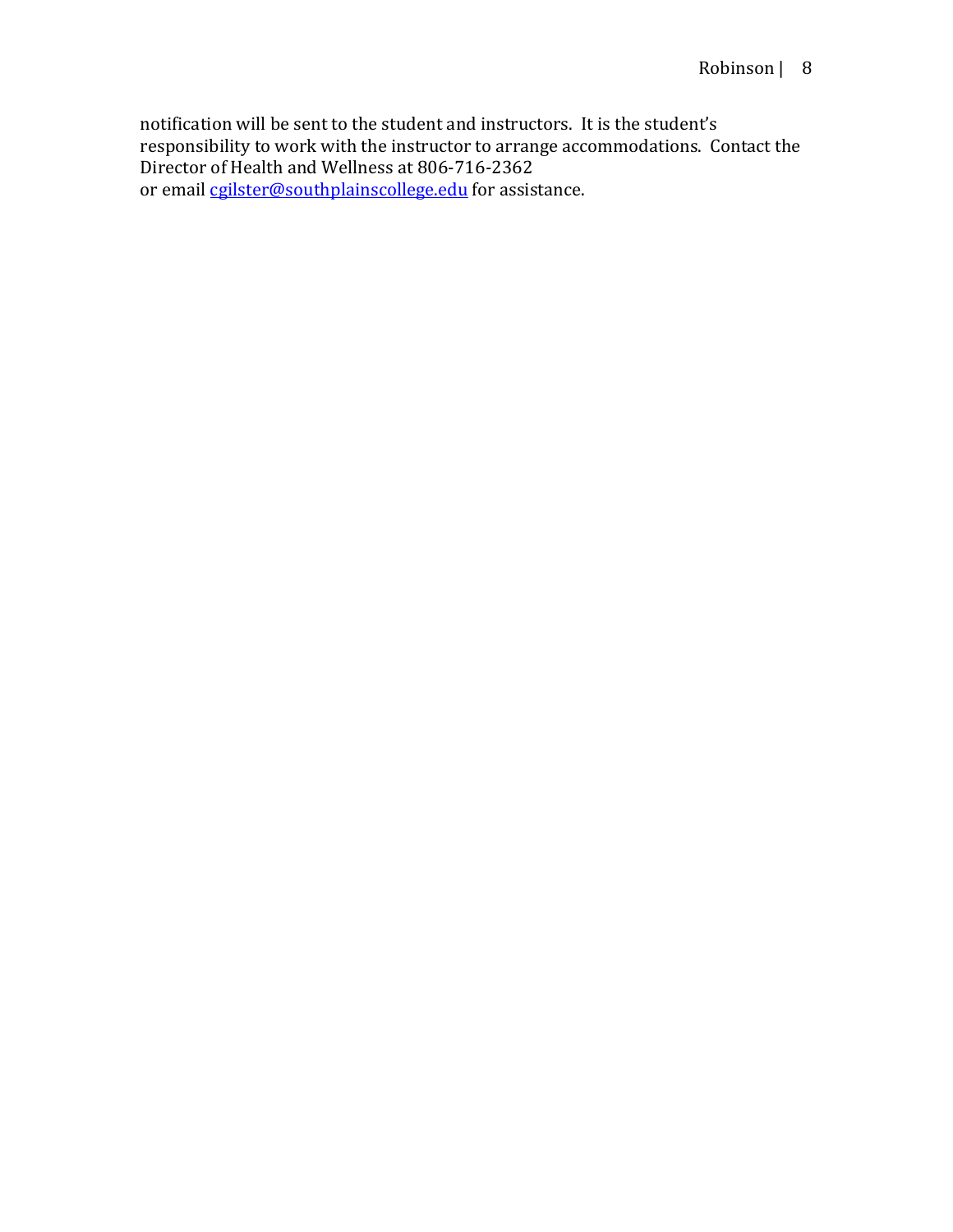notification will be sent to the student and instructors. It is the student's responsibility to work with the instructor to arrange accommodations. Contact the Director of Health and Wellness at 806-716-2362
or email cgilster@southplainscollege.edu for assistance.